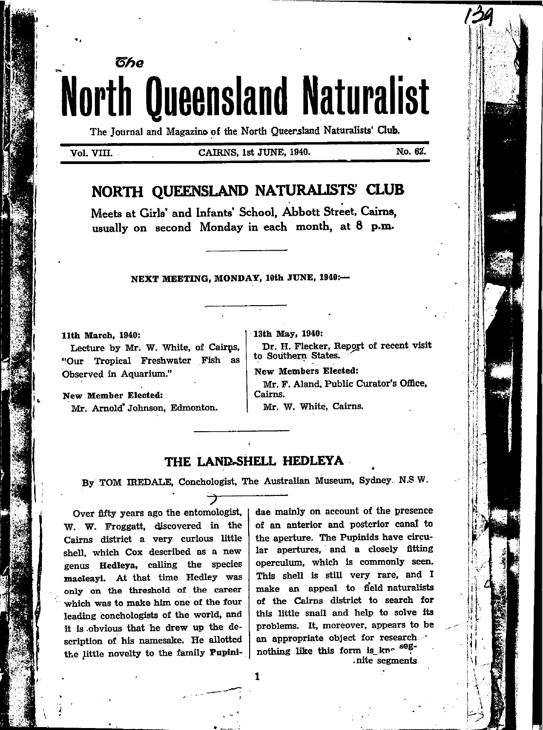# The North Queensland Naturalist

The Journal and Magazine of the North Queensland Naturalists' Club.

Vol. VIII. CAIRNS, 1st JUNE, 1940. No. 62.

## NORTH QUEENSLAND NATURALISTS' CLUB

Meets at Girls' and Infants' School, Abbott Street, Cairns, usually on second Monday in each month, at 8 p.m.

---

**NEXT MEETING, MONDAY, 10th JUNE, 1940:—**

---

**11th March, 1940:**

Lecture by Mr. W. White, of Cairns, "Our Tropical Freshwater Fish as Observed in Aquarium."

**New Member Elected:**

Mr. Arnold Johnson, Edmonton.

**13th May, 1940:**

Dr. H. Flecker, Report of recent visit to Southern States.

**New Members Elected:**

Mr. F. Aland, Public Curator's Office, Cairns.

Mr. W. White, Cairns.

---

## THE LAND-SHELL HEDLEYA

By TOM IREDALE, Conchologist, The Australian Museum, Sydney. N.S.W.

Over fifty years ago the entomologist, W. W. Froggatt, discovered in the Cairns district a very curious little shell, which Cox described as a new genus **Hedleya,** calling the species **macleayi.** At that time Hedley was only on the threshold of the career which was to make him one of the four leading conchologists of the world, and it is obvious that he drew up the description of his namesake. He allotted the little novelty to the family **Pupinidae** mainly on account of the presence of an anterior and posterior canal to the aperture. The Pupinids have circular apertures, and a closely fitting operculum, which is commonly seen. This shell is still very rare, and I make an appeal to field naturalists of the Cairns district to search for this little snail and help to solve its problems. It, moreover, appears to be an appropriate object for research nothing like this form is kn seg- .nite segments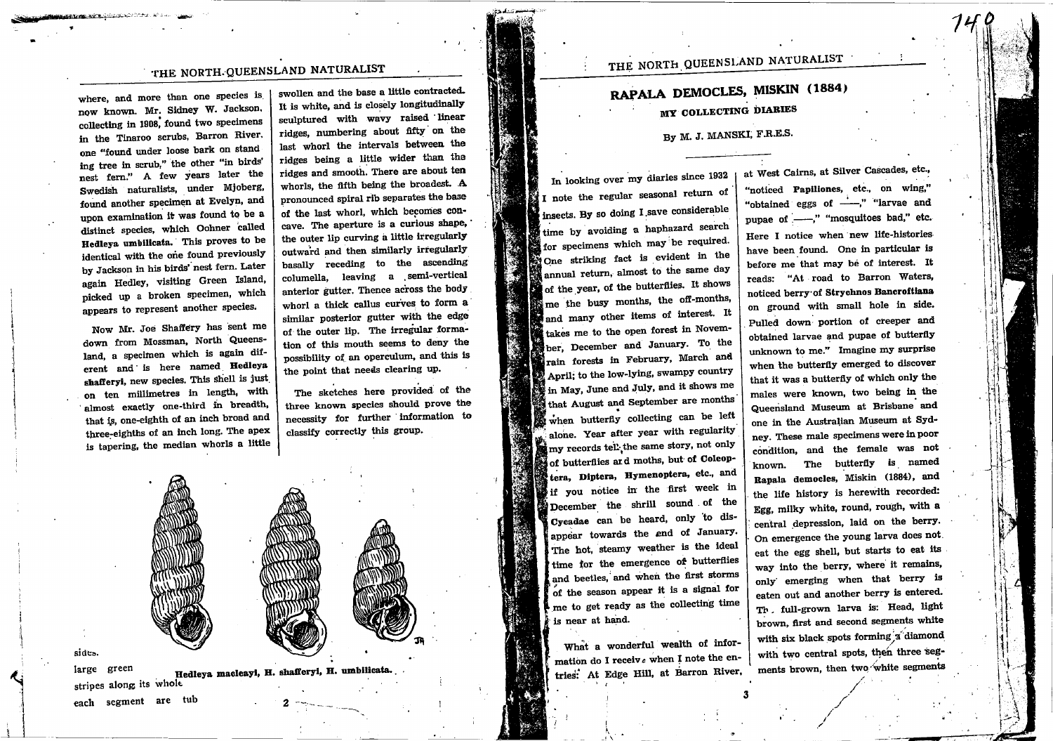where, and more than one species is now known. Mr. Sidney W. Jackson, collecting in 1908, found two specimens in the Tinaroo scrubs, Barron River, one "found under loose bark on standing tree in scrub," the other "in birds' nest fern." A few years later the Swedish naturalists, under Mjoberg, found another specimen at Evelyn, and upon examination it was found to be a distinct species, which Oehner called **Hedleya umbilicata.** This proves to be identical with the one found previously by Jackson in his birds' nest fern. Later again Hedley, visiting Green Island, picked up a broken specimen, which appears to represent another species.

Now Mr. Joe Shaffery has sent me down from Mossman, North Queensland, a specimen which is again different and is here named **Hedleya shafferyi,** new species. This shell is just on ten millimetres in length, with almost exactly one-third in breadth, that is, one-eighth of an inch broad and three-eighths of an inch long. The apex is tapering, the median whorls a little swollen and the base a little contracted. It is white, and is closely longitudinally sculptured with wavy raised linear ridges, numbering about fifty on the last whorl the intervals between the ridges being a little wider than the ridges and smooth. There are about ten whorls, the fifth being the broadest. A pronounced spiral rib separates the base of the last whorl, which becomes concave. The aperture is a curious shape, the outer lip curving a little irregularly outward and then similarly irregularly basally receding to the ascending columella, leaving a semi-vertical anterior gutter. Thence across the body whorl a thick callus curves to form a similar posterior gutter with the edge of the outer lip. The irregular formation of this mouth seems to deny the possibility of an operculum, and this is the point that needs clearing up.

The sketches here provided of the three known species should prove the necessity for further information to classify correctly this group.

**Hedleya macleayi, H. shafferyi, H. umbilicata.**

sides.

large green stripes along its whole

each segment are tub

# RAPALA DEMOCLES, MISKIN (1884)

## MY COLLECTING DIARIES

By M. J. MANSKI, F.R.E.S.

In looking over my diaries since 1932 I note the regular seasonal return of insects. By so doing I save considerable time by avoiding a haphazard search for specimens which may be required. One striking fact is evident in the annual return, almost to the same day of the year, of the butterflies. It shows me the busy months, the off-months, and many other items of interest. It takes me to the open forest in November, December and January. To the rain forests in February, March and April; to the low-lying, swampy country in May, June and July, and it shows me that August and September are months when butterfly collecting can be left alone. Year after year with regularity my records tell the same story, not only of butterflies and moths, but of **Coleoptera, Diptera, Hymenoptera,** etc., and if you notice in the first week in December the shrill sound of the **Cycadae** can be heard, only to disappear towards the end of January. The hot, steamy weather is the ideal time for the emergence of butterflies and beetles, and when the first storms of the season appear it is a signal for me to get ready as the collecting time is near at hand.

What a wonderful wealth of information do I receive when I note the entries: At Edge Hill, at Barron River, at West Cairns, at Silver Cascades, etc., "noticed **Papiliones,** etc., on wing," "obtained eggs of ——," "larvae and pupae of ——," "mosquitoes bad," etc. Here I notice when new life-histories have been found. One in particular is before me that may be of interest. It reads: "At road to Barron Waters, noticed berry of **Strychnos Bancroftiana** on ground with small hole in side. Pulled down portion of creeper and obtained larvae and pupae of butterfly unknown to me." Imagine my surprise when the butterfly emerged to discover that it was a butterfly of which only the males were known, two being in the Queensland Museum at Brisbane and one in the Australian Museum at Sydney. These male specimens were in poor condition, and the female was not known. The butterfly is named **Rapala democles,** Miskin (1884), and the life history is herewith recorded: Egg, milky white, round, rough, with a central depression, laid on the berry. On emergence the young larva does not eat the egg shell, but starts to eat its way into the berry, where it remains, only emerging when that berry is eaten out and another berry is entered. Th full-grown larva is: Head, light brown, first and second segments white with six black spots forming a diamond with two central spots, then three segments brown, then two white segments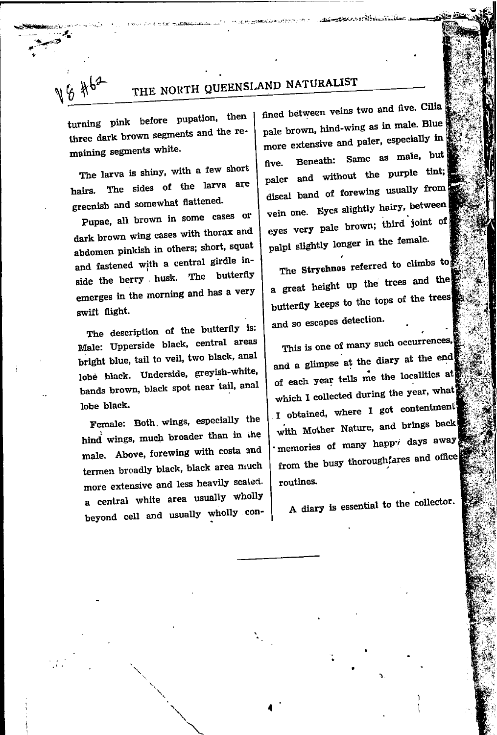turning pink before pupation, then three dark brown segments and the remaining segments white.

The larva is shiny, with a few short hairs. The sides of the larva are greenish and somewhat flattened.

Pupae, all brown in some cases or dark brown wing cases with thorax and abdomen pinkish in others; short, squat and fastened with a central girdle inside the berry husk. The butterfly emerges in the morning and has a very swift flight.

The description of the butterfly is: Male: Upperside black, central areas bright blue, tail to veil, two black, anal lobe black. Underside, greyish-white, bands brown, black spot near tail, anal lobe black.

Female: Both wings, especially the hind wings, much broader than in the male. Above, forewing with costa and termen broadly black, black area much more extensive and less heavily scaled. a central white area usually wholly beyond cell and usually wholly confined between veins two and five. Cilia pale brown, hind-wing as in male. Blue more extensive and paler, especially in five. Beneath: Same as male, but paler and without the purple tint; discal band of forewing usually from vein one. Eyes slightly hairy, between eyes very pale brown; third joint of palpi slightly longer in the female.

The **Strychnos** referred to climbs to a great height up the trees and the butterfly keeps to the tops of the trees and so escapes detection.

This is one of many such occurrences, and a glimpse at the diary at the end of each year tells me the localities at which I collected during the year, what I obtained, where I got contentment with Mother Nature, and brings back memories of many happy days away from the busy thoroughfares and office routines.

A diary is essential to the collector.

---